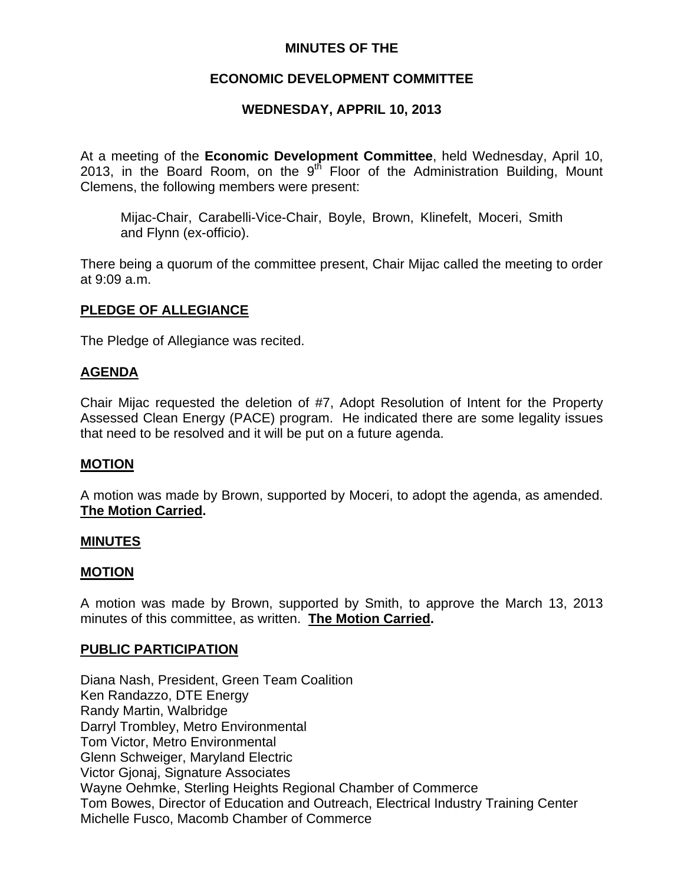# MINUTES OF THE

## ECONOMIC DEVELOPMENT COMMITTEE

## WEDNESDAY, APPRIL 10, 2013

At a meeting of the **Economic Development Committee**, held Wednesday, April 10, 2013, in the Board Room, on the 9th Floor of the Administration Building, Mount Clemens, the following members were present:

> Mijac-Chair, Carabelli-Vice-Chair, Boyle, Brown, Klinefelt, Moceri, Smith and Flynn (ex-officio).

There being a quorum of the committee present, Chair Mijac called the meeting to order at 9:09 a.m.

### PLEDGE OF ALLEGIANCE

The Pledge of Allegiance was recited.

### AGENDA

Chair Mijac requested the deletion of #7, Adopt Resolution of Intent for the Property Assessed Clean Energy (PACE) program. He indicated there are some legality issues that need to be resolved and it will be put on a future agenda.

### MOTION

A motion was made by Brown, supported by Moceri, to adopt the agenda, as amended. **The Motion Carried.**

### MINUTES

### MOTION

A motion was made by Brown, supported by Smith, to approve the March 13, 2013 minutes of this committee, as written. **The Motion Carried.**

### PUBLIC PARTICIPATION

Diana Nash, President, Green Team Coalition
Ken Randazzo, DTE Energy
Randy Martin, Walbridge
Darryl Trombley, Metro Environmental
Tom Victor, Metro Environmental
Glenn Schweiger, Maryland Electric
Victor Gjonaj, Signature Associates
Wayne Oehmke, Sterling Heights Regional Chamber of Commerce
Tom Bowes, Director of Education and Outreach, Electrical Industry Training Center
Michelle Fusco, Macomb Chamber of Commerce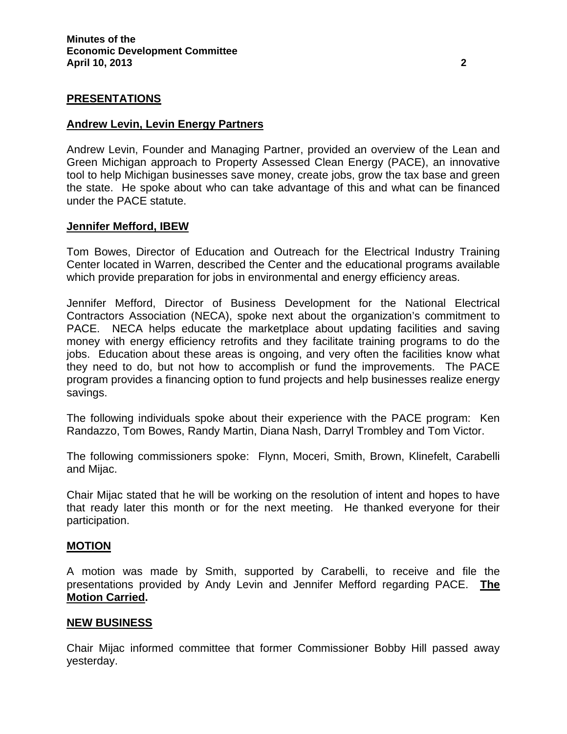## PRESENTATIONS

### Andrew Levin, Levin Energy Partners

Andrew Levin, Founder and Managing Partner, provided an overview of the Lean and Green Michigan approach to Property Assessed Clean Energy (PACE), an innovative tool to help Michigan businesses save money, create jobs, grow the tax base and green the state. He spoke about who can take advantage of this and what can be financed under the PACE statute.

### Jennifer Mefford, IBEW

Tom Bowes, Director of Education and Outreach for the Electrical Industry Training Center located in Warren, described the Center and the educational programs available which provide preparation for jobs in environmental and energy efficiency areas.

Jennifer Mefford, Director of Business Development for the National Electrical Contractors Association (NECA), spoke next about the organization's commitment to PACE. NECA helps educate the marketplace about updating facilities and saving money with energy efficiency retrofits and they facilitate training programs to do the jobs. Education about these areas is ongoing, and very often the facilities know what they need to do, but not how to accomplish or fund the improvements. The PACE program provides a financing option to fund projects and help businesses realize energy savings.

The following individuals spoke about their experience with the PACE program: Ken Randazzo, Tom Bowes, Randy Martin, Diana Nash, Darryl Trombley and Tom Victor.

The following commissioners spoke: Flynn, Moceri, Smith, Brown, Klinefelt, Carabelli and Mijac.

Chair Mijac stated that he will be working on the resolution of intent and hopes to have that ready later this month or for the next meeting. He thanked everyone for their participation.

## MOTION

A motion was made by Smith, supported by Carabelli, to receive and file the presentations provided by Andy Levin and Jennifer Mefford regarding PACE. **The Motion Carried.**

## NEW BUSINESS

Chair Mijac informed committee that former Commissioner Bobby Hill passed away yesterday.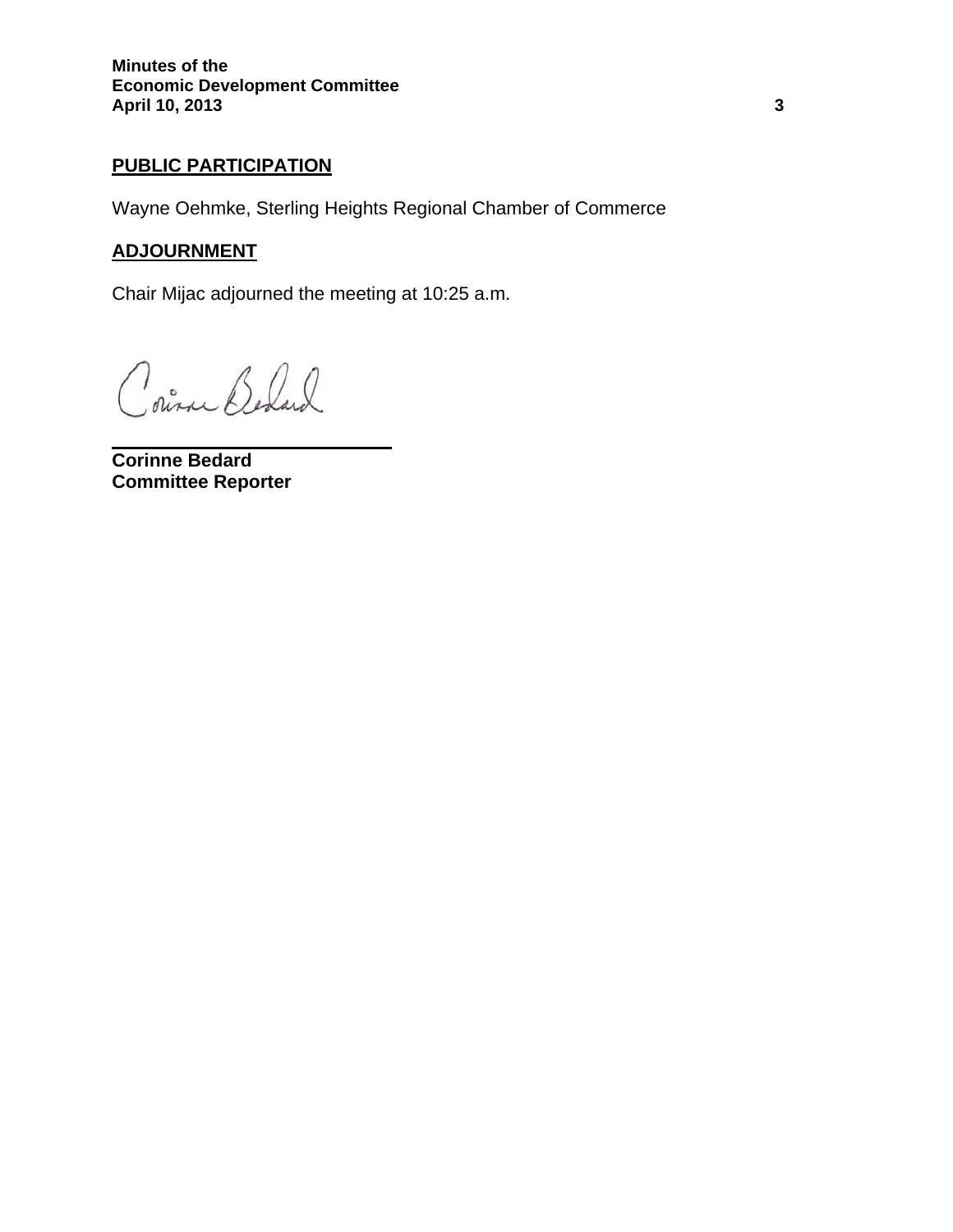## PUBLIC PARTICIPATION

Wayne Oehmke, Sterling Heights Regional Chamber of Commerce

## ADJOURNMENT

Chair Mijac adjourned the meeting at 10:25 a.m.

**Corinne Bedard**
**Committee Reporter**